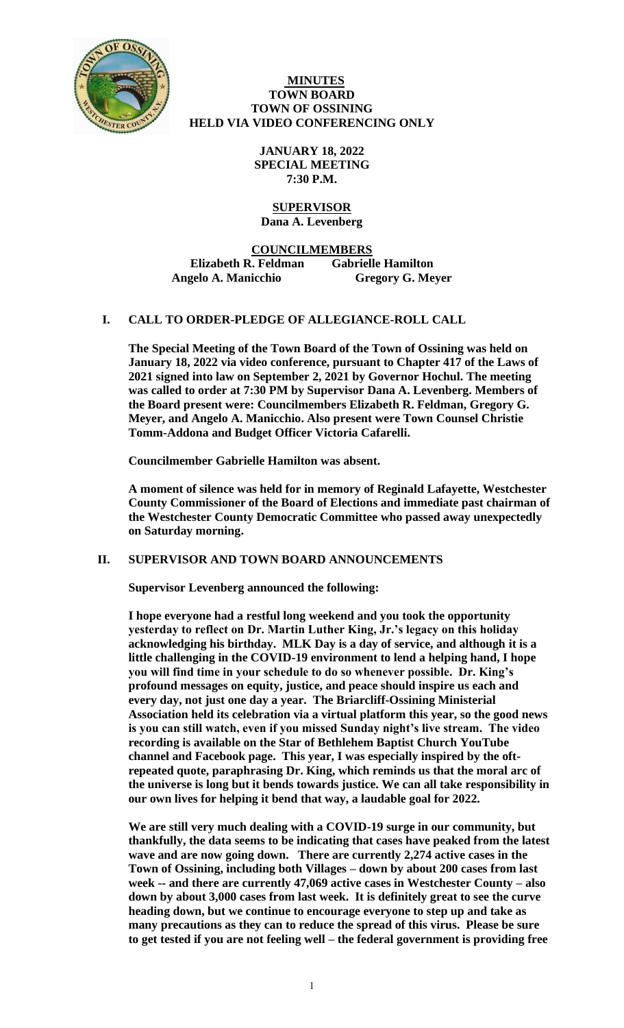# MINUTES
## TOWN BOARD
## TOWN OF OSSINING
## HELD VIA VIDEO CONFERENCING ONLY

**JANUARY 18, 2022**
**SPECIAL MEETING**
**7:30 P.M.**

**SUPERVISOR**
**Dana A. Levenberg**

**COUNCILMEMBERS**

| | |
|---|---|
| **Elizabeth R. Feldman** | **Gabrielle Hamilton** |
| **Angelo A. Manicchio** | **Gregory G. Meyer** |

## I. CALL TO ORDER-PLEDGE OF ALLEGIANCE-ROLL CALL

**The Special Meeting of the Town Board of the Town of Ossining was held on January 18, 2022 via video conference, pursuant to Chapter 417 of the Laws of 2021 signed into law on September 2, 2021 by Governor Hochul. The meeting was called to order at 7:30 PM by Supervisor Dana A. Levenberg. Members of the Board present were: Councilmembers Elizabeth R. Feldman, Gregory G. Meyer, and Angelo A. Manicchio. Also present were Town Counsel Christie Tomm-Addona and Budget Officer Victoria Cafarelli.**

**Councilmember Gabrielle Hamilton was absent.**

**A moment of silence was held for in memory of Reginald Lafayette, Westchester County Commissioner of the Board of Elections and immediate past chairman of the Westchester County Democratic Committee who passed away unexpectedly on Saturday morning.**

## II. SUPERVISOR AND TOWN BOARD ANNOUNCEMENTS

**Supervisor Levenberg announced the following:**

**I hope everyone had a restful long weekend and you took the opportunity yesterday to reflect on Dr. Martin Luther King, Jr.'s legacy on this holiday acknowledging his birthday. MLK Day is a day of service, and although it is a little challenging in the COVID-19 environment to lend a helping hand, I hope you will find time in your schedule to do so whenever possible. Dr. King's profound messages on equity, justice, and peace should inspire us each and every day, not just one day a year. The Briarcliff-Ossining Ministerial Association held its celebration via a virtual platform this year, so the good news is you can still watch, even if you missed Sunday night's live stream. The video recording is available on the Star of Bethlehem Baptist Church YouTube channel and Facebook page. This year, I was especially inspired by the oft-repeated quote, paraphrasing Dr. King, which reminds us that the moral arc of the universe is long but it bends towards justice. We can all take responsibility in our own lives for helping it bend that way, a laudable goal for 2022.**

**We are still very much dealing with a COVID-19 surge in our community, but thankfully, the data seems to be indicating that cases have peaked from the latest wave and are now going down. There are currently 2,274 active cases in the Town of Ossining, including both Villages – down by about 200 cases from last week -- and there are currently 47,069 active cases in Westchester County – also down by about 3,000 cases from last week. It is definitely great to see the curve heading down, but we continue to encourage everyone to step up and take as many precautions as they can to reduce the spread of this virus. Please be sure to get tested if you are not feeling well – the federal government is providing free**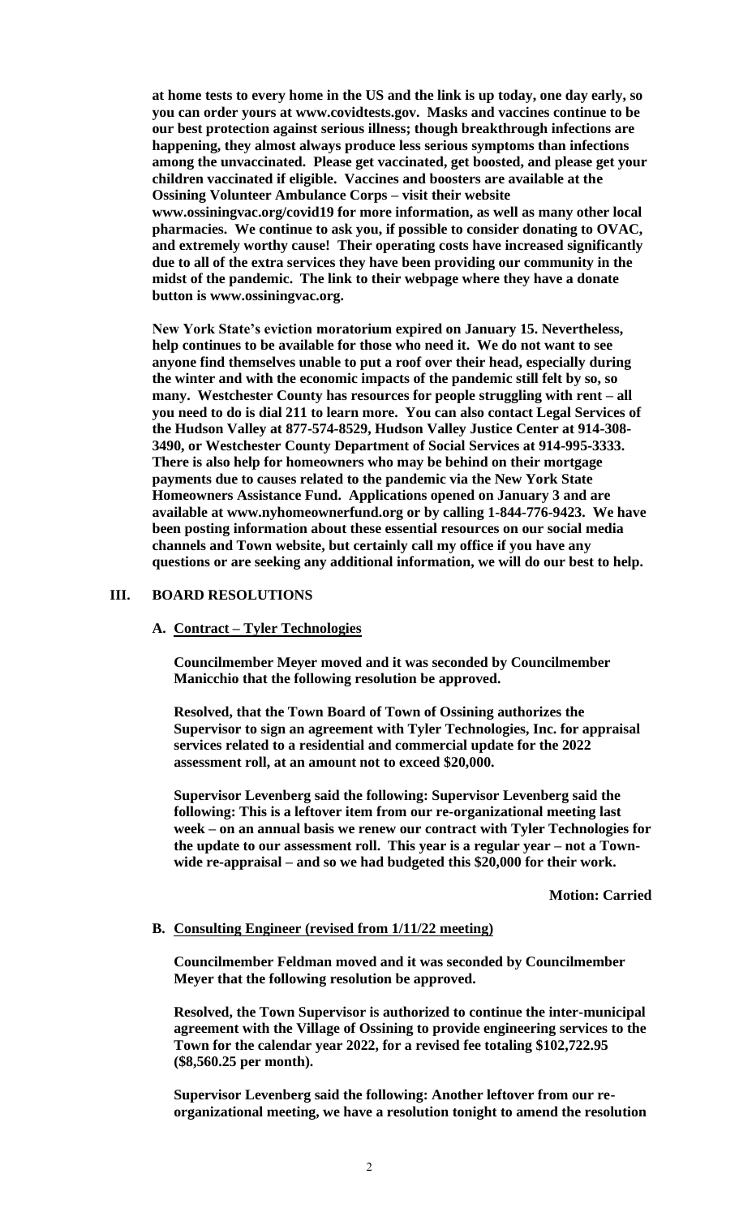**at home tests to every home in the US and the link is up today, one day early, so you can order yours at www.covidtests.gov. Masks and vaccines continue to be our best protection against serious illness; though breakthrough infections are happening, they almost always produce less serious symptoms than infections among the unvaccinated. Please get vaccinated, get boosted, and please get your children vaccinated if eligible. Vaccines and boosters are available at the Ossining Volunteer Ambulance Corps – visit their website www.ossiningvac.org/covid19 for more information, as well as many other local pharmacies. We continue to ask you, if possible to consider donating to OVAC, and extremely worthy cause! Their operating costs have increased significantly due to all of the extra services they have been providing our community in the midst of the pandemic. The link to their webpage where they have a donate button is www.ossiningvac.org.**

**New York State's eviction moratorium expired on January 15. Nevertheless, help continues to be available for those who need it. We do not want to see anyone find themselves unable to put a roof over their head, especially during the winter and with the economic impacts of the pandemic still felt by so, so many. Westchester County has resources for people struggling with rent – all you need to do is dial 211 to learn more. You can also contact Legal Services of the Hudson Valley at 877-574-8529, Hudson Valley Justice Center at 914-308-3490, or Westchester County Department of Social Services at 914-995-3333. There is also help for homeowners who may be behind on their mortgage payments due to causes related to the pandemic via the New York State Homeowners Assistance Fund. Applications opened on January 3 and are available at www.nyhomeownerfund.org or by calling 1-844-776-9423. We have been posting information about these essential resources on our social media channels and Town website, but certainly call my office if you have any questions or are seeking any additional information, we will do our best to help.**

## III. BOARD RESOLUTIONS

### A. Contract – Tyler Technologies

**Councilmember Meyer moved and it was seconded by Councilmember Manicchio that the following resolution be approved.**

**Resolved, that the Town Board of Town of Ossining authorizes the Supervisor to sign an agreement with Tyler Technologies, Inc. for appraisal services related to a residential and commercial update for the 2022 assessment roll, at an amount not to exceed $20,000.**

**Supervisor Levenberg said the following: Supervisor Levenberg said the following: This is a leftover item from our re-organizational meeting last week – on an annual basis we renew our contract with Tyler Technologies for the update to our assessment roll. This year is a regular year – not a Town-wide re-appraisal – and so we had budgeted this $20,000 for their work.**

**Motion: Carried**

### B. Consulting Engineer (revised from 1/11/22 meeting)

**Councilmember Feldman moved and it was seconded by Councilmember Meyer that the following resolution be approved.**

**Resolved, the Town Supervisor is authorized to continue the inter-municipal agreement with the Village of Ossining to provide engineering services to the Town for the calendar year 2022, for a revised fee totaling $102,722.95 ($8,560.25 per month).**

**Supervisor Levenberg said the following: Another leftover from our re-organizational meeting, we have a resolution tonight to amend the resolution**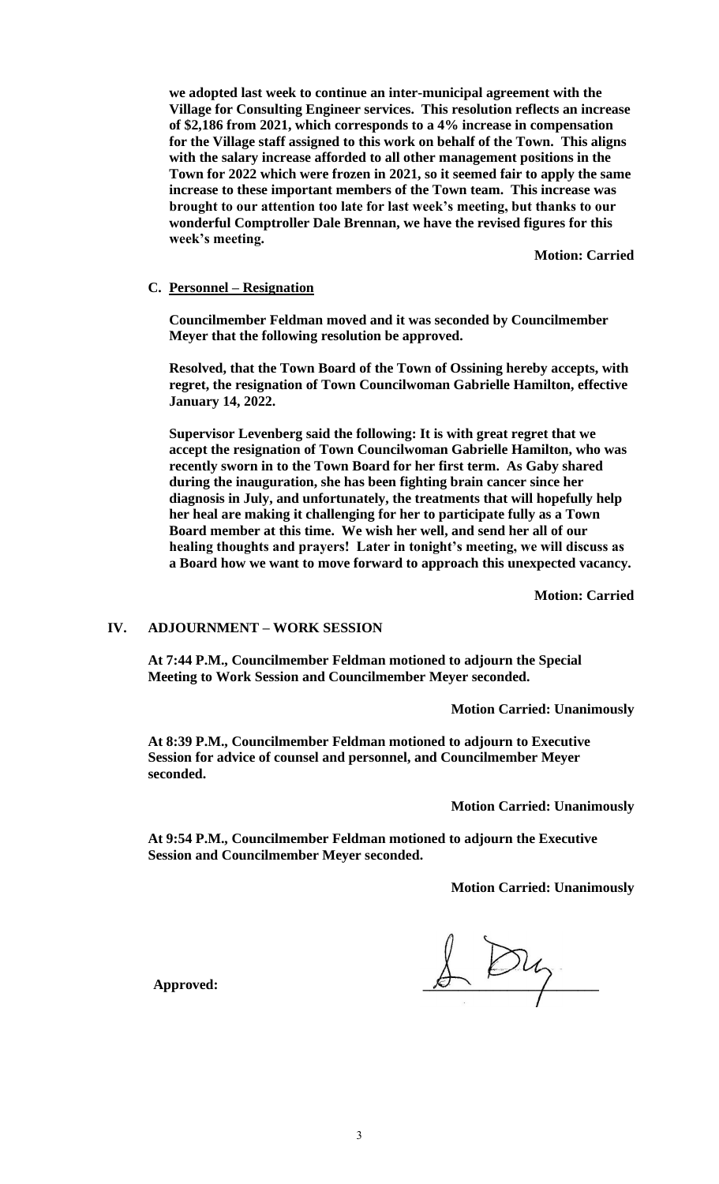**we adopted last week to continue an inter-municipal agreement with the Village for Consulting Engineer services. This resolution reflects an increase of $2,186 from 2021, which corresponds to a 4% increase in compensation for the Village staff assigned to this work on behalf of the Town. This aligns with the salary increase afforded to all other management positions in the Town for 2022 which were frozen in 2021, so it seemed fair to apply the same increase to these important members of the Town team. This increase was brought to our attention too late for last week's meeting, but thanks to our wonderful Comptroller Dale Brennan, we have the revised figures for this week's meeting.**

**Motion: Carried**

**C. Personnel – Resignation**

**Councilmember Feldman moved and it was seconded by Councilmember Meyer that the following resolution be approved.**

**Resolved, that the Town Board of the Town of Ossining hereby accepts, with regret, the resignation of Town Councilwoman Gabrielle Hamilton, effective January 14, 2022.**

**Supervisor Levenberg said the following: It is with great regret that we accept the resignation of Town Councilwoman Gabrielle Hamilton, who was recently sworn in to the Town Board for her first term. As Gaby shared during the inauguration, she has been fighting brain cancer since her diagnosis in July, and unfortunately, the treatments that will hopefully help her heal are making it challenging for her to participate fully as a Town Board member at this time. We wish her well, and send her all of our healing thoughts and prayers! Later in tonight's meeting, we will discuss as a Board how we want to move forward to approach this unexpected vacancy.**

**Motion: Carried**

## IV. ADJOURNMENT – WORK SESSION

**At 7:44 P.M., Councilmember Feldman motioned to adjourn the Special Meeting to Work Session and Councilmember Meyer seconded.**

**Motion Carried: Unanimously**

**At 8:39 P.M., Councilmember Feldman motioned to adjourn to Executive Session for advice of counsel and personnel, and Councilmember Meyer seconded.**

**Motion Carried: Unanimously**

**At 9:54 P.M., Councilmember Feldman motioned to adjourn the Executive Session and Councilmember Meyer seconded.**

**Motion Carried: Unanimously**

**Approved:** ______________________